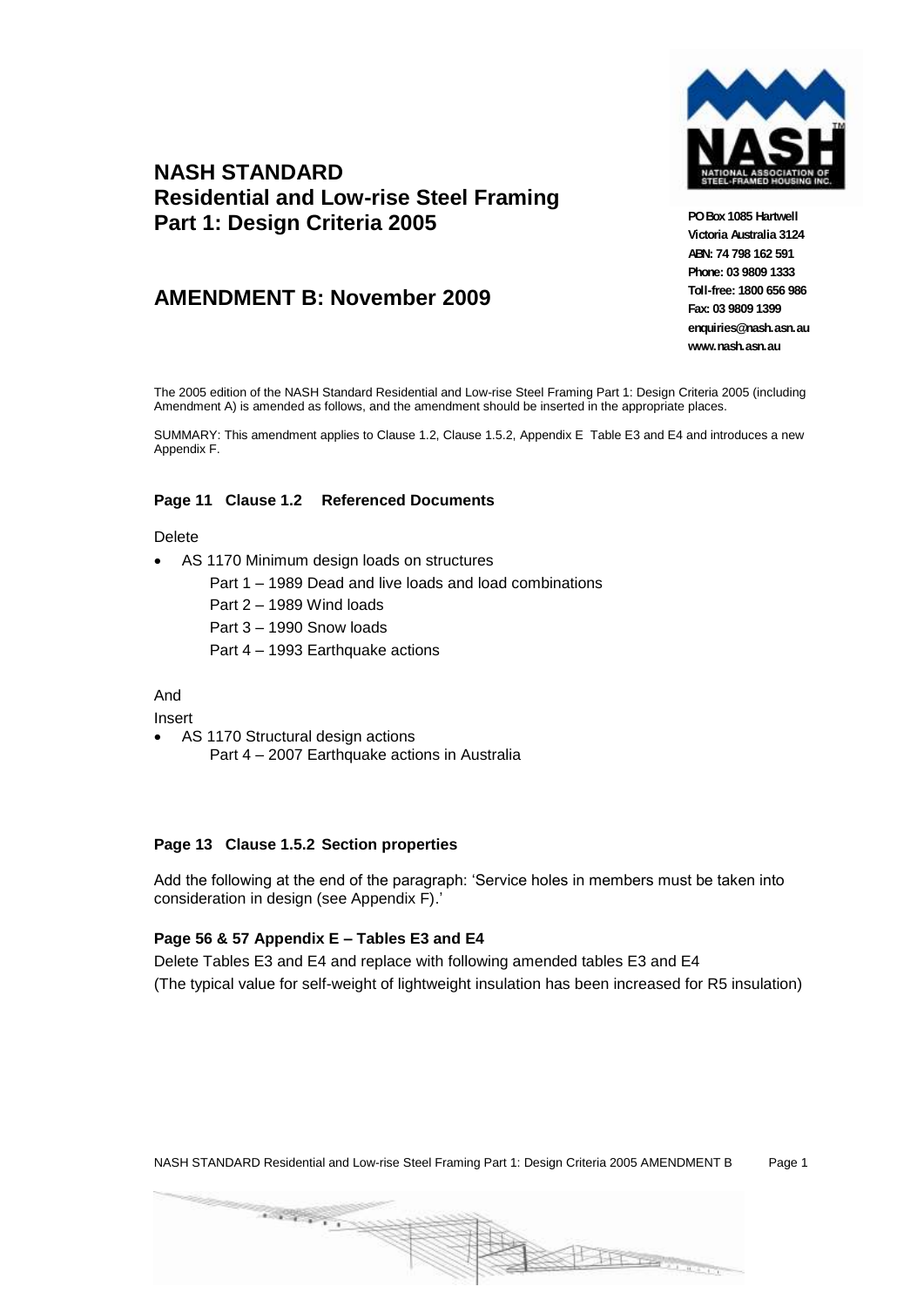# NASH STANDARD
# Residential and Low-rise Steel Framing
# Part 1: Design Criteria 2005

## AMENDMENT B: November 2009

**PO Box 1085 Hartwell**
**Victoria Australia 3124**
**ABN: 74 798 162 591**
**Phone: 03 9809 1333**
**Toll-free: 1800 656 986**
**Fax: 03 9809 1399**
**enquiries@nash.asn.au**
**www.nash.asn.au**

The 2005 edition of the NASH Standard Residential and Low-rise Steel Framing Part 1: Design Criteria 2005 (including Amendment A) is amended as follows, and the amendment should be inserted in the appropriate places.

SUMMARY: This amendment applies to Clause 1.2, Clause 1.5.2, Appendix E Table E3 and E4 and introduces a new Appendix F.

### Page 11 Clause 1.2 Referenced Documents

Delete

- AS 1170 Minimum design loads on structures
  - Part 1 – 1989 Dead and live loads and load combinations
  - Part 2 – 1989 Wind loads
  - Part 3 – 1990 Snow loads
  - Part 4 – 1993 Earthquake actions

And

Insert

- AS 1170 Structural design actions
  - Part 4 – 2007 Earthquake actions in Australia

### Page 13 Clause 1.5.2 Section properties

Add the following at the end of the paragraph: 'Service holes in members must be taken into consideration in design (see Appendix F).'

### Page 56 & 57 Appendix E – Tables E3 and E4

Delete Tables E3 and E4 and replace with following amended tables E3 and E4
(The typical value for self-weight of lightweight insulation has been increased for R5 insulation)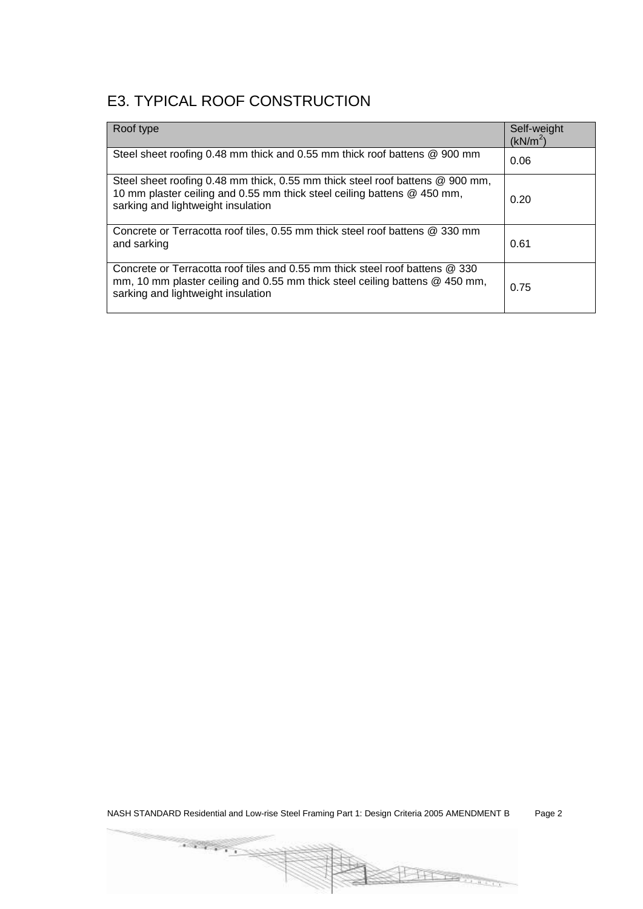## E3. TYPICAL ROOF CONSTRUCTION

| Roof type | Self-weight ($kN/m^2$) |
|---|---|
| Steel sheet roofing 0.48 mm thick and 0.55 mm thick roof battens @ 900 mm | 0.06 |
| Steel sheet roofing 0.48 mm thick, 0.55 mm thick steel roof battens @ 900 mm, 10 mm plaster ceiling and 0.55 mm thick steel ceiling battens @ 450 mm, sarking and lightweight insulation | 0.20 |
| Concrete or Terracotta roof tiles, 0.55 mm thick steel roof battens @ 330 mm and sarking | 0.61 |
| Concrete or Terracotta roof tiles and 0.55 mm thick steel roof battens @ 330 mm, 10 mm plaster ceiling and 0.55 mm thick steel ceiling battens @ 450 mm, sarking and lightweight insulation | 0.75 |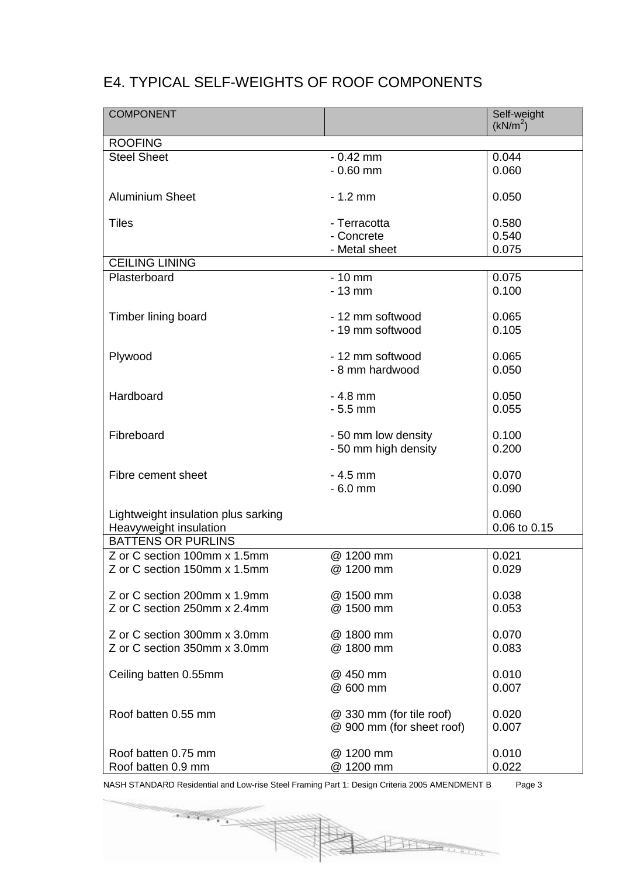## E4. TYPICAL SELF-WEIGHTS OF ROOF COMPONENTS

| COMPONENT | | Self-weight (kN/m$^2$) |
|---|---|---|
| ROOFING | | |
| Steel Sheet | - 0.42 mm | 0.044 |
| | - 0.60 mm | 0.060 |
| Aluminium Sheet | - 1.2 mm | 0.050 |
| Tiles | - Terracotta | 0.580 |
| | - Concrete | 0.540 |
| | - Metal sheet | 0.075 |
| CEILING LINING | | |
| Plasterboard | - 10 mm | 0.075 |
| | - 13 mm | 0.100 |
| Timber lining board | - 12 mm softwood | 0.065 |
| | - 19 mm softwood | 0.105 |
| Plywood | - 12 mm softwood | 0.065 |
| | - 8 mm hardwood | 0.050 |
| Hardboard | - 4.8 mm | 0.050 |
| | - 5.5 mm | 0.055 |
| Fibreboard | - 50 mm low density | 0.100 |
| | - 50 mm high density | 0.200 |
| Fibre cement sheet | - 4.5 mm | 0.070 |
| | - 6.0 mm | 0.090 |
| Lightweight insulation plus sarking | | 0.060 |
| Heavyweight insulation | | 0.06 to 0.15 |
| BATTENS OR PURLINS | | |
| Z or C section 100mm x 1.5mm | @ 1200 mm | 0.021 |
| Z or C section 150mm x 1.5mm | @ 1200 mm | 0.029 |
| Z or C section 200mm x 1.9mm | @ 1500 mm | 0.038 |
| Z or C section 250mm x 2.4mm | @ 1500 mm | 0.053 |
| Z or C section 300mm x 3.0mm | @ 1800 mm | 0.070 |
| Z or C section 350mm x 3.0mm | @ 1800 mm | 0.083 |
| Ceiling batten 0.55mm | @ 450 mm | 0.010 |
| | @ 600 mm | 0.007 |
| Roof batten 0.55 mm | @ 330 mm (for tile roof) | 0.020 |
| | @ 900 mm (for sheet roof) | 0.007 |
| Roof batten 0.75 mm | @ 1200 mm | 0.010 |
| Roof batten 0.9 mm | @ 1200 mm | 0.022 |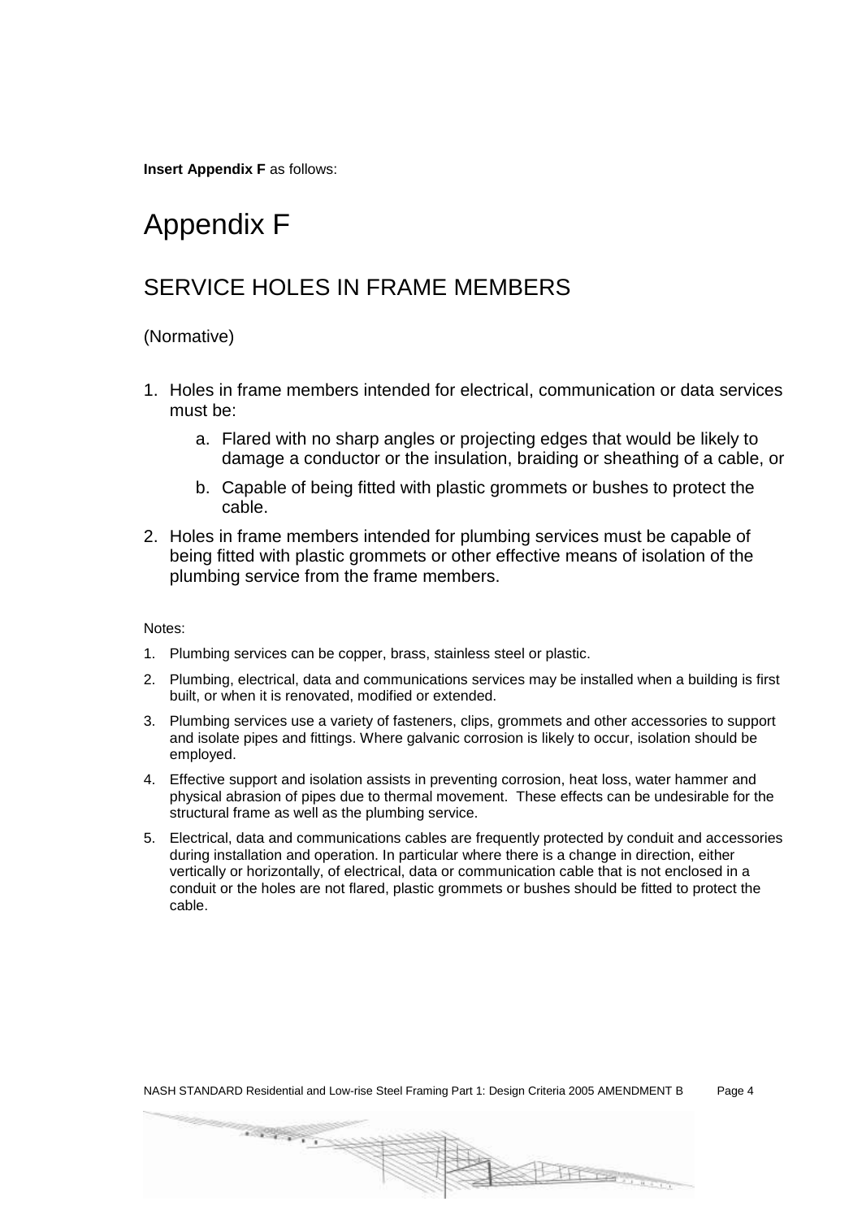**Insert Appendix F** as follows:

# Appendix F

## SERVICE HOLES IN FRAME MEMBERS

(Normative)

1. Holes in frame members intended for electrical, communication or data services must be:
   a. Flared with no sharp angles or projecting edges that would be likely to damage a conductor or the insulation, braiding or sheathing of a cable, or
   b. Capable of being fitted with plastic grommets or bushes to protect the cable.
2. Holes in frame members intended for plumbing services must be capable of being fitted with plastic grommets or other effective means of isolation of the plumbing service from the frame members.

Notes:

1. Plumbing services can be copper, brass, stainless steel or plastic.
2. Plumbing, electrical, data and communications services may be installed when a building is first built, or when it is renovated, modified or extended.
3. Plumbing services use a variety of fasteners, clips, grommets and other accessories to support and isolate pipes and fittings. Where galvanic corrosion is likely to occur, isolation should be employed.
4. Effective support and isolation assists in preventing corrosion, heat loss, water hammer and physical abrasion of pipes due to thermal movement. These effects can be undesirable for the structural frame as well as the plumbing service.
5. Electrical, data and communications cables are frequently protected by conduit and accessories during installation and operation. In particular where there is a change in direction, either vertically or horizontally, of electrical, data or communication cable that is not enclosed in a conduit or the holes are not flared, plastic grommets or bushes should be fitted to protect the cable.